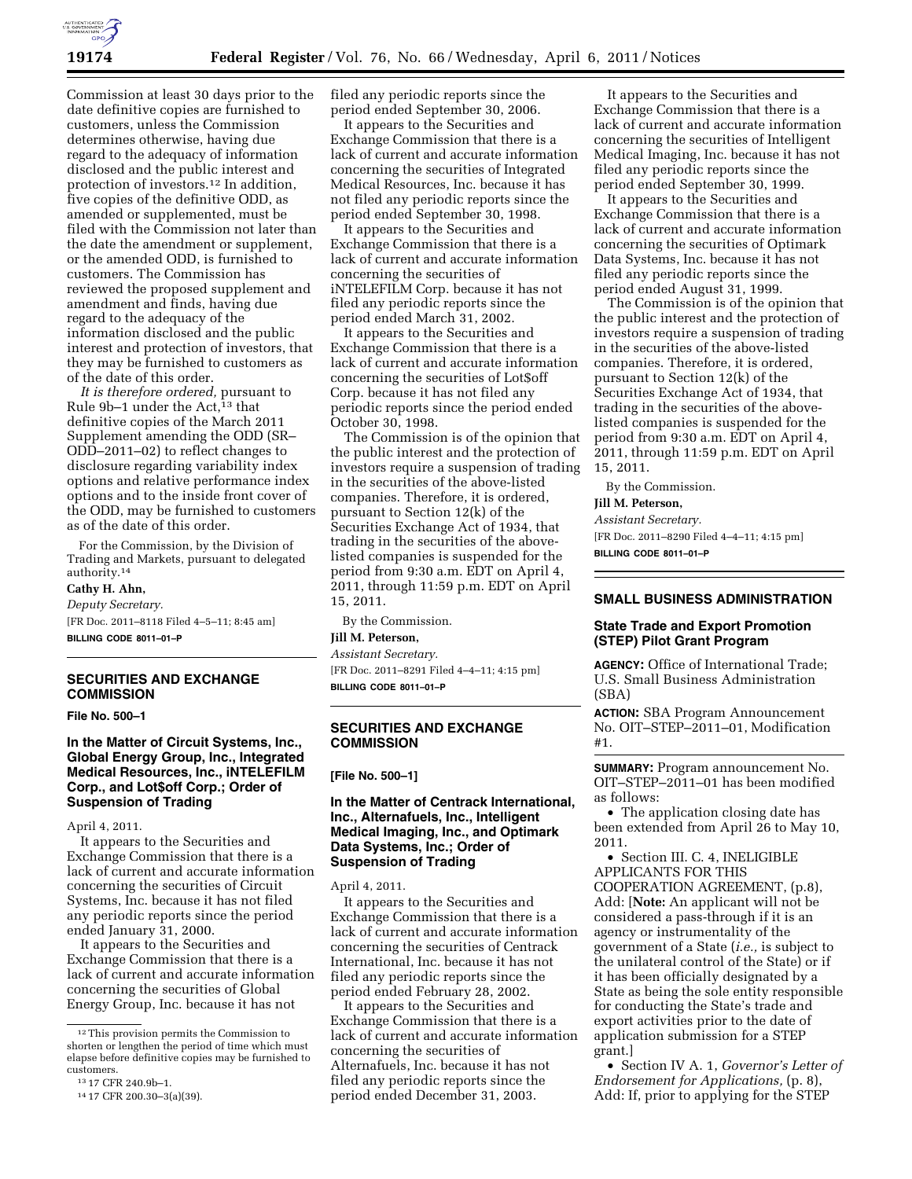Commission at least 30 days prior to the date definitive copies are furnished to customers, unless the Commission determines otherwise, having due regard to the adequacy of information disclosed and the public interest and protection of investors.[12] In addition, five copies of the definitive ODD, as amended or supplemented, must be filed with the Commission not later than the date the amendment or supplement, or the amended ODD, is furnished to customers. The Commission has reviewed the proposed supplement and amendment and finds, having due regard to the adequacy of the information disclosed and the public interest and protection of investors, that they may be furnished to customers as of the date of this order.

*It is therefore ordered,* pursuant to Rule 9b–1 under the Act,[13] that definitive copies of the March 2011 Supplement amending the ODD (SR–ODD–2011–02) to reflect changes to disclosure regarding variability index options and relative performance index options and to the inside front cover of the ODD, may be furnished to customers as of the date of this order.

For the Commission, by the Division of Trading and Markets, pursuant to delegated authority.[14]

**Cathy H. Ahn,**

*Deputy Secretary.*

[FR Doc. 2011–8118 Filed 4–5–11; 8:45 am]

**BILLING CODE 8011–01–P**

[12] This provision permits the Commission to shorten or lengthen the period of time which must elapse before definitive copies may be furnished to customers.

[13] 17 CFR 240.9b–1.

[14] 17 CFR 200.30–3(a)(39).

## SECURITIES AND EXCHANGE COMMISSION

**File No. 500–1**

### In the Matter of Circuit Systems, Inc., Global Energy Group, Inc., Integrated Medical Resources, Inc., iNTELEFILM Corp., and Lot$off Corp.; Order of Suspension of Trading

April 4, 2011.

It appears to the Securities and Exchange Commission that there is a lack of current and accurate information concerning the securities of Circuit Systems, Inc. because it has not filed any periodic reports since the period ended January 31, 2000.

It appears to the Securities and Exchange Commission that there is a lack of current and accurate information concerning the securities of Global Energy Group, Inc. because it has not filed any periodic reports since the period ended September 30, 2006.

It appears to the Securities and Exchange Commission that there is a lack of current and accurate information concerning the securities of Integrated Medical Resources, Inc. because it has not filed any periodic reports since the period ended September 30, 1998.

It appears to the Securities and Exchange Commission that there is a lack of current and accurate information concerning the securities of iNTELEFILM Corp. because it has not filed any periodic reports since the period ended March 31, 2002.

It appears to the Securities and Exchange Commission that there is a lack of current and accurate information concerning the securities of Lot$off Corp. because it has not filed any periodic reports since the period ended October 30, 1998.

The Commission is of the opinion that the public interest and the protection of investors require a suspension of trading in the securities of the above-listed companies. Therefore, it is ordered, pursuant to Section 12(k) of the Securities Exchange Act of 1934, that trading in the securities of the above-listed companies is suspended for the period from 9:30 a.m. EDT on April 4, 2011, through 11:59 p.m. EDT on April 15, 2011.

By the Commission.

**Jill M. Peterson,**

*Assistant Secretary.*

[FR Doc. 2011–8291 Filed 4–4–11; 4:15 pm]

**BILLING CODE 8011–01–P**

## SECURITIES AND EXCHANGE COMMISSION

**[File No. 500–1]**

### In the Matter of Centrack International, Inc., Alternafuels, Inc., Intelligent Medical Imaging, Inc., and Optimark Data Systems, Inc.; Order of Suspension of Trading

April 4, 2011.

It appears to the Securities and Exchange Commission that there is a lack of current and accurate information concerning the securities of Centrack International, Inc. because it has not filed any periodic reports since the period ended February 28, 2002.

It appears to the Securities and Exchange Commission that there is a lack of current and accurate information concerning the securities of Alternafuels, Inc. because it has not filed any periodic reports since the period ended December 31, 2003.

It appears to the Securities and Exchange Commission that there is a lack of current and accurate information concerning the securities of Intelligent Medical Imaging, Inc. because it has not filed any periodic reports since the period ended September 30, 1999.

It appears to the Securities and Exchange Commission that there is a lack of current and accurate information concerning the securities of Optimark Data Systems, Inc. because it has not filed any periodic reports since the period ended August 31, 1999.

The Commission is of the opinion that the public interest and the protection of investors require a suspension of trading in the securities of the above-listed companies. Therefore, it is ordered, pursuant to Section 12(k) of the Securities Exchange Act of 1934, that trading in the securities of the above-listed companies is suspended for the period from 9:30 a.m. EDT on April 4, 2011, through 11:59 p.m. EDT on April 15, 2011.

By the Commission.

**Jill M. Peterson,**

*Assistant Secretary.*

[FR Doc. 2011–8290 Filed 4–4–11; 4:15 pm]

**BILLING CODE 8011–01–P**

## SMALL BUSINESS ADMINISTRATION

### State Trade and Export Promotion (STEP) Pilot Grant Program

**AGENCY:** Office of International Trade; U.S. Small Business Administration (SBA)

**ACTION:** SBA Program Announcement No. OIT–STEP–2011–01, Modification #1.

**SUMMARY:** Program announcement No. OIT–STEP–2011–01 has been modified as follows:

- The application closing date has been extended from April 26 to May 10, 2011.
- Section III. C. 4, INELIGIBLE APPLICANTS FOR THIS COOPERATION AGREEMENT, (p.8), Add: [**Note:** An applicant will not be considered a pass-through if it is an agency or instrumentality of the government of a State (*i.e.,* is subject to the unilateral control of the State) or if it has been officially designated by a State as being the sole entity responsible for conducting the State's trade and export activities prior to the date of application submission for a STEP grant.]
- Section IV A. 1, *Governor's Letter of Endorsement for Applications,* (p. 8), Add: If, prior to applying for the STEP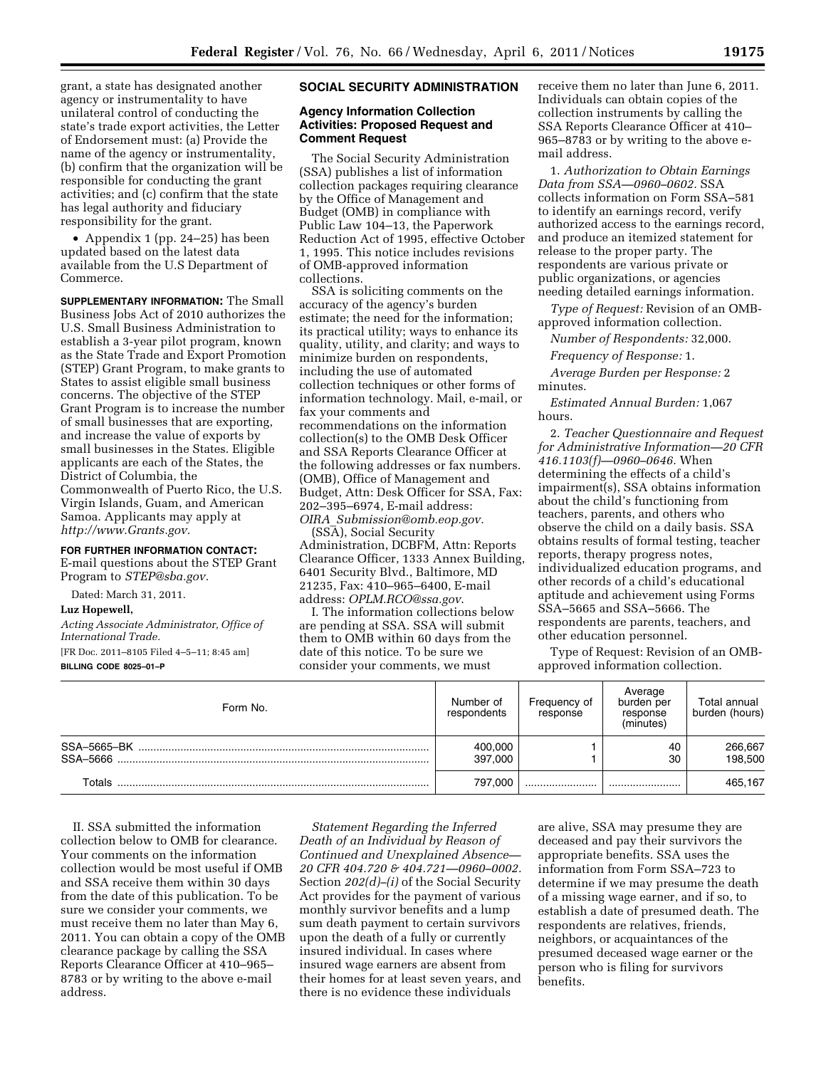grant, a state has designated another agency or instrumentality to have unilateral control of conducting the state's trade export activities, the Letter of Endorsement must: (a) Provide the name of the agency or instrumentality, (b) confirm that the organization will be responsible for conducting the grant activities; and (c) confirm that the state has legal authority and fiduciary responsibility for the grant.

- Appendix 1 (pp. 24–25) has been updated based on the latest data available from the U.S Department of Commerce.

**SUPPLEMENTARY INFORMATION:** The Small Business Jobs Act of 2010 authorizes the U.S. Small Business Administration to establish a 3-year pilot program, known as the State Trade and Export Promotion (STEP) Grant Program, to make grants to States to assist eligible small business concerns. The objective of the STEP Grant Program is to increase the number of small businesses that are exporting, and increase the value of exports by small businesses in the States. Eligible applicants are each of the States, the District of Columbia, the Commonwealth of Puerto Rico, the U.S. Virgin Islands, Guam, and American Samoa. Applicants may apply at *http://www.Grants.gov.*

**FOR FURTHER INFORMATION CONTACT:** E-mail questions about the STEP Grant Program to *STEP@sba.gov.*

Dated: March 31, 2011.

**Luz Hopewell,**

*Acting Associate Administrator, Office of International Trade.*

[FR Doc. 2011–8105 Filed 4–5–11; 8:45 am]

**BILLING CODE 8025–01–P**

## SOCIAL SECURITY ADMINISTRATION

### Agency Information Collection Activities: Proposed Request and Comment Request

The Social Security Administration (SSA) publishes a list of information collection packages requiring clearance by the Office of Management and Budget (OMB) in compliance with Public Law 104–13, the Paperwork Reduction Act of 1995, effective October 1, 1995. This notice includes revisions of OMB-approved information collections.

SSA is soliciting comments on the accuracy of the agency's burden estimate; the need for the information; its practical utility; ways to enhance its quality, utility, and clarity; and ways to minimize burden on respondents, including the use of automated collection techniques or other forms of information technology. Mail, e-mail, or fax your comments and recommendations on the information collection(s) to the OMB Desk Officer and SSA Reports Clearance Officer at the following addresses or fax numbers.

(OMB), Office of Management and Budget, Attn: Desk Officer for SSA, Fax: 202–395–6974, E-mail address: *OIRA_Submission@omb.eop.gov.*

(SSA), Social Security Administration, DCBFM, Attn: Reports Clearance Officer, 1333 Annex Building, 6401 Security Blvd., Baltimore, MD 21235, Fax: 410–965–6400, E-mail address: *OPLM.RCO@ssa.gov*.

I. The information collections below are pending at SSA. SSA will submit them to OMB within 60 days from the date of this notice. To be sure we consider your comments, we must receive them no later than June 6, 2011. Individuals can obtain copies of the collection instruments by calling the SSA Reports Clearance Officer at 410–965–8783 or by writing to the above e-mail address.

1. *Authorization to Obtain Earnings Data from SSA—0960–0602.* SSA collects information on Form SSA–581 to identify an earnings record, verify authorized access to the earnings record, and produce an itemized statement for release to the proper party. The respondents are various private or public organizations, or agencies needing detailed earnings information.

*Type of Request:* Revision of an OMB-approved information collection.

*Number of Respondents:* 32,000.

*Frequency of Response:* 1.

*Average Burden per Response:* 2 minutes.

*Estimated Annual Burden:* 1,067 hours.

2. *Teacher Questionnaire and Request for Administrative Information—20 CFR 416.1103(f)—0960–0646.* When determining the effects of a child's impairment(s), SSA obtains information about the child's functioning from teachers, parents, and others who observe the child on a daily basis. SSA obtains results of formal testing, teacher reports, therapy progress notes, individualized education programs, and other records of a child's educational aptitude and achievement using Forms SSA–5665 and SSA–5666. The respondents are parents, teachers, and other education personnel.

Type of Request: Revision of an OMB-approved information collection.

| Form No. | Number of respondents | Frequency of response | Average burden per response (minutes) | Total annual burden (hours) |
|---|---|---|---|---|
| SSA–5665–BK | 400,000 | 1 | 40 | 266,667 |
| SSA–5666 | 397,000 | 1 | 30 | 198,500 |
| Totals | 797,000 | | | 465,167 |

II. SSA submitted the information collection below to OMB for clearance. Your comments on the information collection would be most useful if OMB and SSA receive them within 30 days from the date of this publication. To be sure we consider your comments, we must receive them no later than May 6, 2011. You can obtain a copy of the OMB clearance package by calling the SSA Reports Clearance Officer at 410–965–8783 or by writing to the above e-mail address.

*Statement Regarding the Inferred Death of an Individual by Reason of Continued and Unexplained Absence—20 CFR 404.720 & 404.721—0960–0002.* Section *202(d)–(i)* of the Social Security Act provides for the payment of various monthly survivor benefits and a lump sum death payment to certain survivors upon the death of a fully or currently insured individual. In cases where insured wage earners are absent from their homes for at least seven years, and there is no evidence these individuals are alive, SSA may presume they are deceased and pay their survivors the appropriate benefits. SSA uses the information from Form SSA–723 to determine if we may presume the death of a missing wage earner, and if so, to establish a date of presumed death. The respondents are relatives, friends, neighbors, or acquaintances of the presumed deceased wage earner or the person who is filing for survivors benefits.